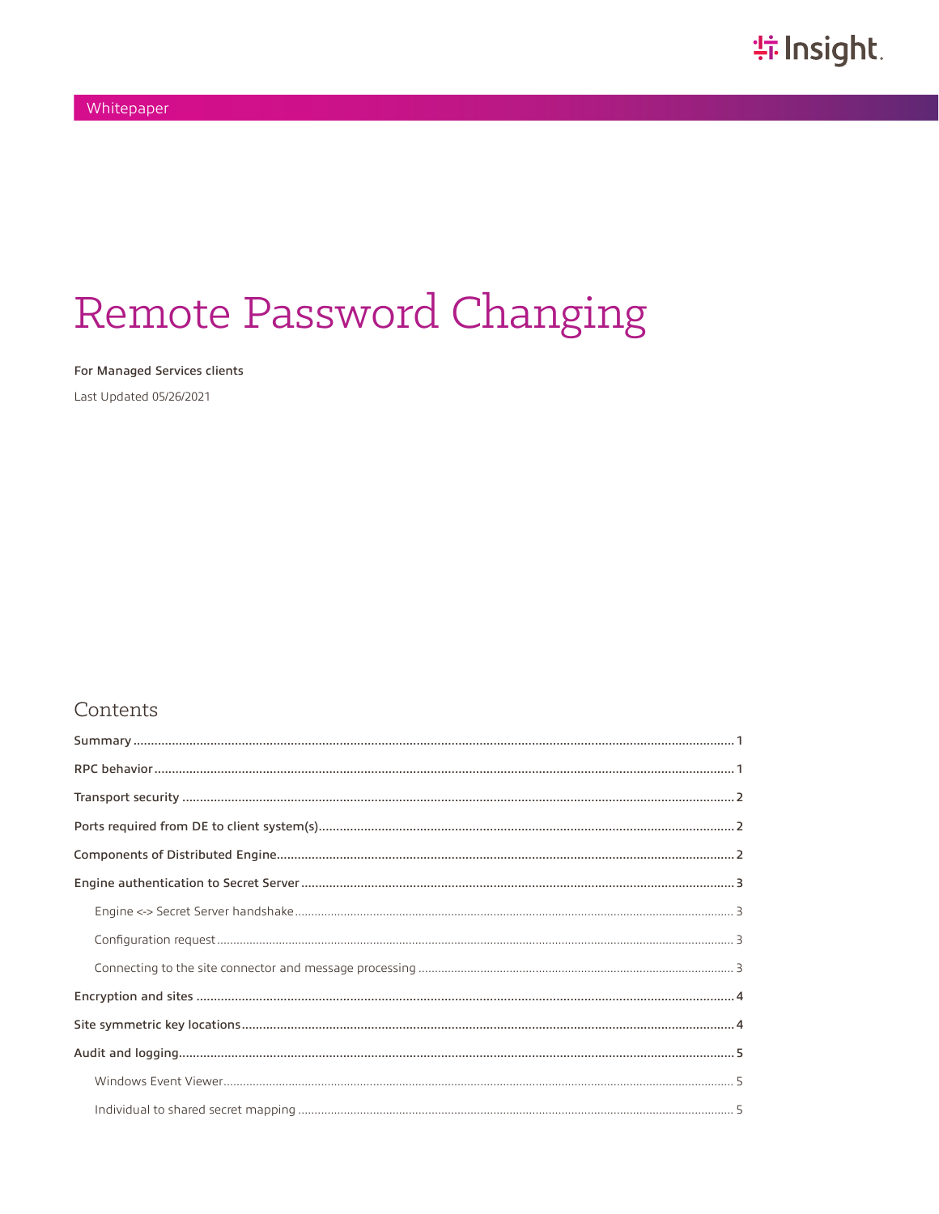Whitepaper

# Remote Password Changing

**For Managed Services clients**

Last Updated 05/26/2021

## Contents

- Summary ..... 1
- RPC behavior ..... 1
- Transport security ..... 2
- Ports required from DE to client system(s) ..... 2
- Components of Distributed Engine ..... 2
- Engine authentication to Secret Server ..... 3
  - Engine <-> Secret Server handshake ..... 3
  - Configuration request ..... 3
  - Connecting to the site connector and message processing ..... 3
- Encryption and sites ..... 4
- Site symmetric key locations ..... 4
- Audit and logging ..... 5
  - Windows Event Viewer ..... 5
  - Individual to shared secret mapping ..... 5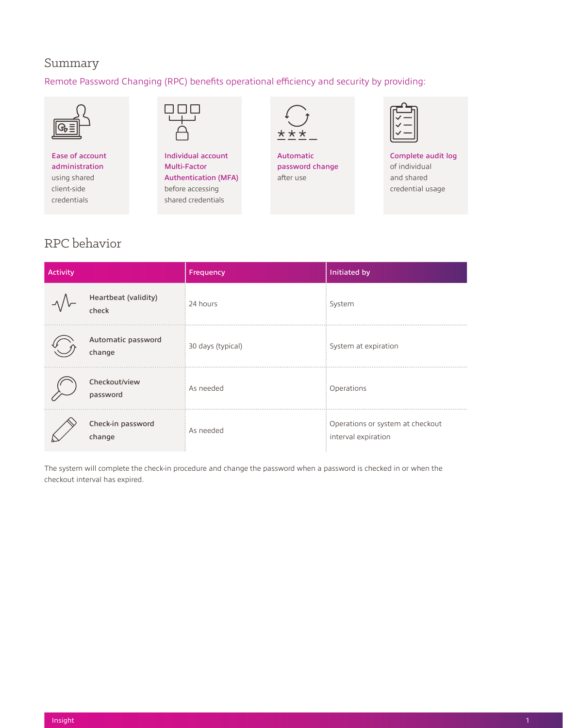## Summary

Remote Password Changing (RPC) benefits operational efficiency and security by providing:

**Ease of account administration** using shared client-side credentials

**Individual account Multi-Factor Authentication (MFA)** before accessing shared credentials

**Automatic password change** after use

**Complete audit log** of individual and shared credential usage

## RPC behavior

| Activity | Frequency | Initiated by |
| --- | --- | --- |
| Heartbeat (validity) check | 24 hours | System |
| Automatic password change | 30 days (typical) | System at expiration |
| Checkout/view password | As needed | Operations |
| Check-in password change | As needed | Operations or system at checkout interval expiration |

The system will complete the check-in procedure and change the password when a password is checked in or when the checkout interval has expired.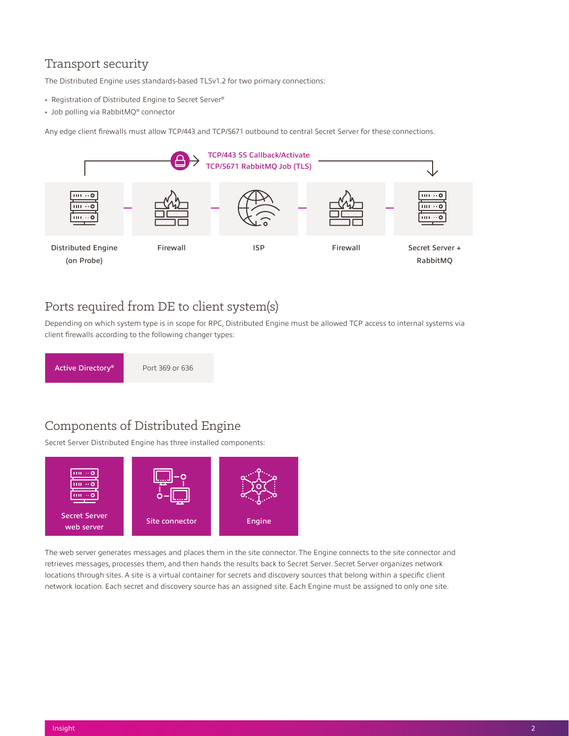## Transport security

The Distributed Engine uses standards-based TLSv1.2 for two primary connections:

- Registration of Distributed Engine to Secret Server®
- Job polling via RabbitMQ® connector

Any edge client firewalls must allow TCP/443 and TCP/5671 outbound to central Secret Server for these connections.

TCP/443 SS Callback/Activate
TCP/5671 RabbitMQ Job (TLS)

Distributed Engine (on Probe) | Firewall | ISP | Firewall | Secret Server + RabbitMQ

## Ports required from DE to client system(s)

Depending on which system type is in scope for RPC, Distributed Engine must be allowed TCP access to internal systems via client firewalls according to the following changer types:

| Active Directory® | Port 369 or 636 |
|---|---|

## Components of Distributed Engine

Secret Server Distributed Engine has three installed components:

- Secret Server web server
- Site connector
- Engine

The web server generates messages and places them in the site connector. The Engine connects to the site connector and retrieves messages, processes them, and then hands the results back to Secret Server. Secret Server organizes network locations through sites. A site is a virtual container for secrets and discovery sources that belong within a specific client network location. Each secret and discovery source has an assigned site. Each Engine must be assigned to only one site.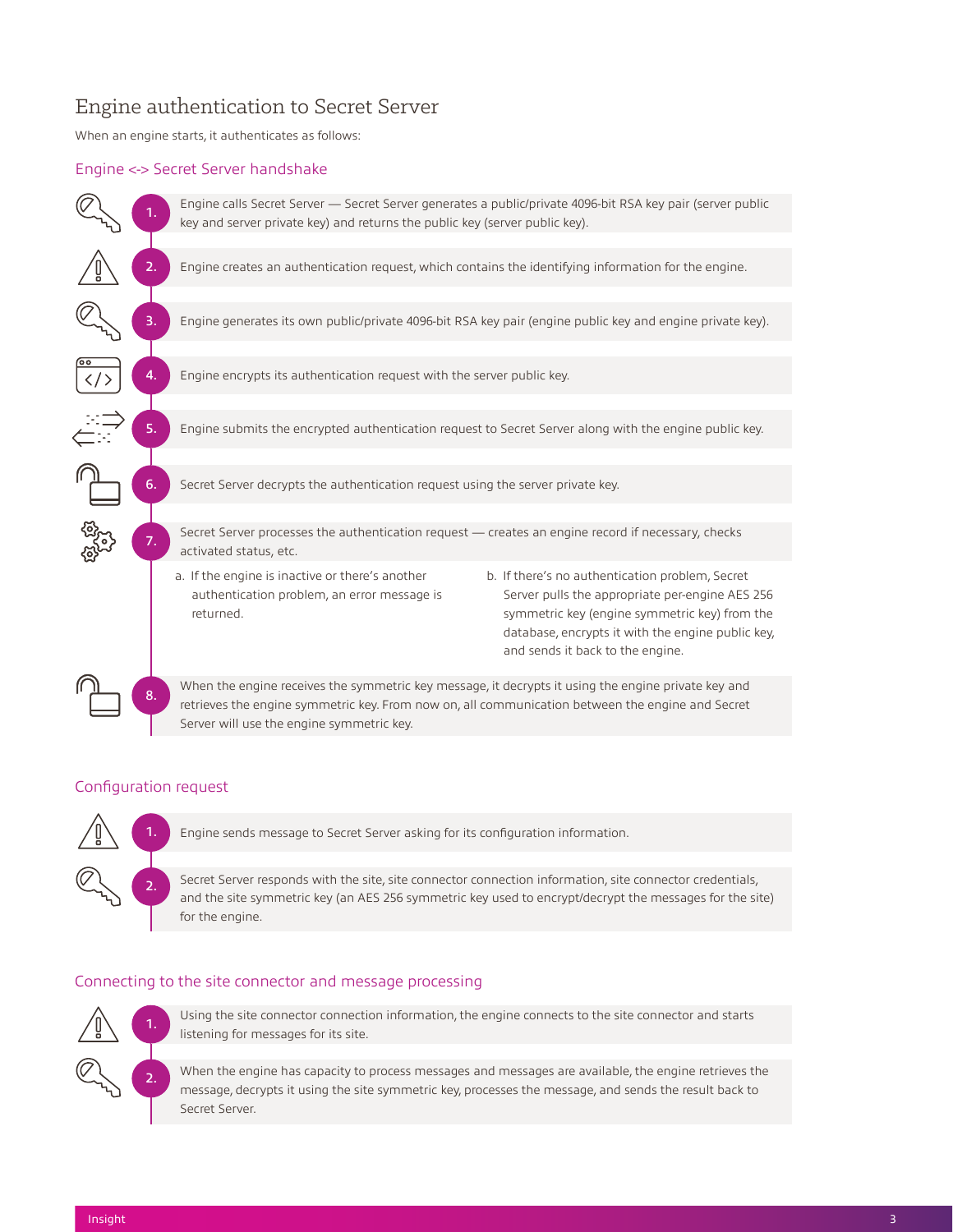# Engine authentication to Secret Server

When an engine starts, it authenticates as follows:

## Engine <-> Secret Server handshake

1. Engine calls Secret Server — Secret Server generates a public/private 4096-bit RSA key pair (server public key and server private key) and returns the public key (server public key).
2. Engine creates an authentication request, which contains the identifying information for the engine.
3. Engine generates its own public/private 4096-bit RSA key pair (engine public key and engine private key).
4. Engine encrypts its authentication request with the server public key.
5. Engine submits the encrypted authentication request to Secret Server along with the engine public key.
6. Secret Server decrypts the authentication request using the server private key.
7. Secret Server processes the authentication request — creates an engine record if necessary, checks activated status, etc.
   a. If the engine is inactive or there's another authentication problem, an error message is returned.
   b. If there's no authentication problem, Secret Server pulls the appropriate per-engine AES 256 symmetric key (engine symmetric key) from the database, encrypts it with the engine public key, and sends it back to the engine.
8. When the engine receives the symmetric key message, it decrypts it using the engine private key and retrieves the engine symmetric key. From now on, all communication between the engine and Secret Server will use the engine symmetric key.

## Configuration request

1. Engine sends message to Secret Server asking for its configuration information.
2. Secret Server responds with the site, site connector connection information, site connector credentials, and the site symmetric key (an AES 256 symmetric key used to encrypt/decrypt the messages for the site) for the engine.

## Connecting to the site connector and message processing

1. Using the site connector connection information, the engine connects to the site connector and starts listening for messages for its site.
2. When the engine has capacity to process messages and messages are available, the engine retrieves the message, decrypts it using the site symmetric key, processes the message, and sends the result back to Secret Server.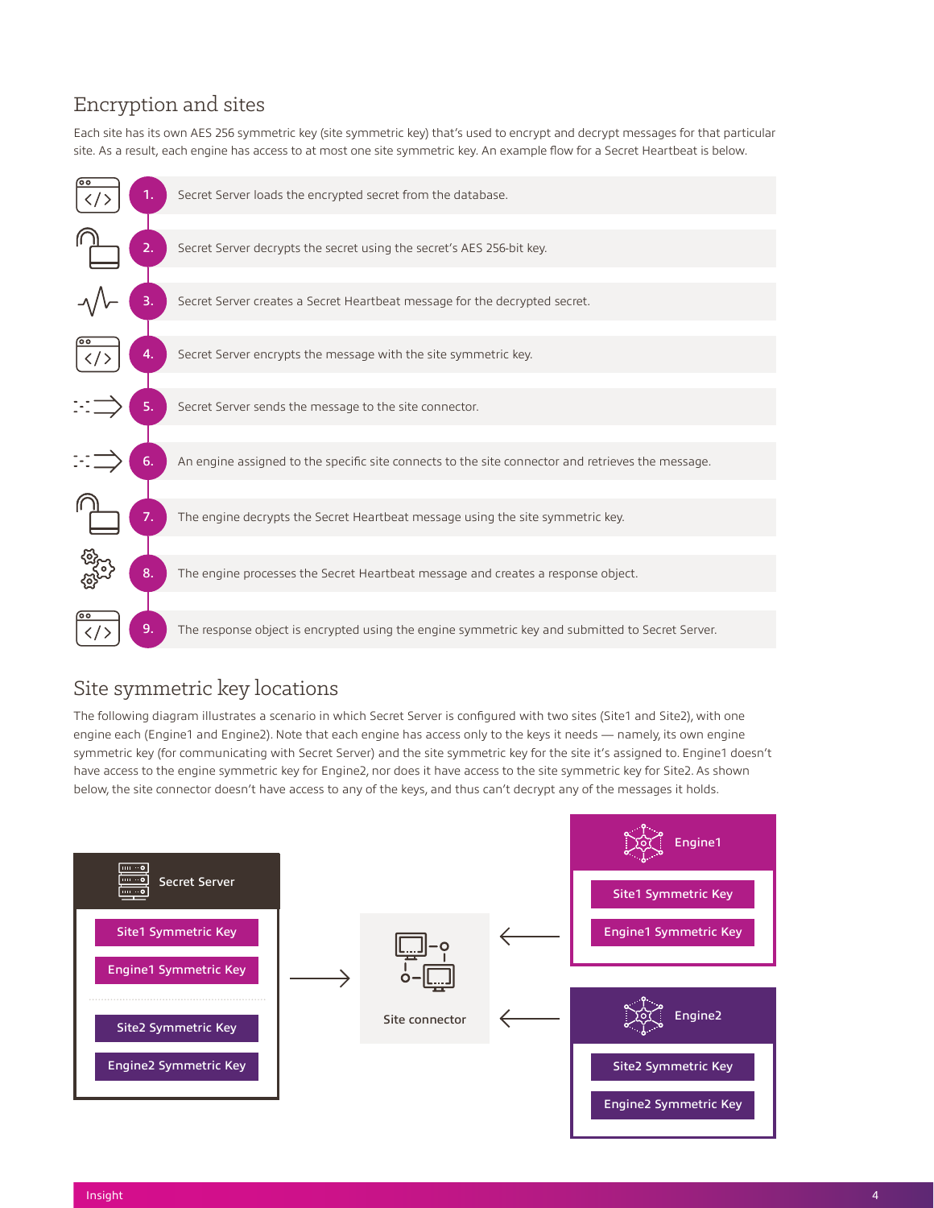## Encryption and sites

Each site has its own AES 256 symmetric key (site symmetric key) that's used to encrypt and decrypt messages for that particular site. As a result, each engine has access to at most one site symmetric key. An example flow for a Secret Heartbeat is below.

1. Secret Server loads the encrypted secret from the database.
2. Secret Server decrypts the secret using the secret's AES 256-bit key.
3. Secret Server creates a Secret Heartbeat message for the decrypted secret.
4. Secret Server encrypts the message with the site symmetric key.
5. Secret Server sends the message to the site connector.
6. An engine assigned to the specific site connects to the site connector and retrieves the message.
7. The engine decrypts the Secret Heartbeat message using the site symmetric key.
8. The engine processes the Secret Heartbeat message and creates a response object.
9. The response object is encrypted using the engine symmetric key and submitted to Secret Server.

## Site symmetric key locations

The following diagram illustrates a scenario in which Secret Server is configured with two sites (Site1 and Site2), with one engine each (Engine1 and Engine2). Note that each engine has access only to the keys it needs — namely, its own engine symmetric key (for communicating with Secret Server) and the site symmetric key for the site it's assigned to. Engine1 doesn't have access to the engine symmetric key for Engine2, nor does it have access to the site symmetric key for Site2. As shown below, the site connector doesn't have access to any of the keys, and thus can't decrypt any of the messages it holds.

Secret Server
- Site1 Symmetric Key
- Engine1 Symmetric Key
- Site2 Symmetric Key
- Engine2 Symmetric Key

Site connector

Engine1
- Site1 Symmetric Key
- Engine1 Symmetric Key

Engine2
- Site2 Symmetric Key
- Engine2 Symmetric Key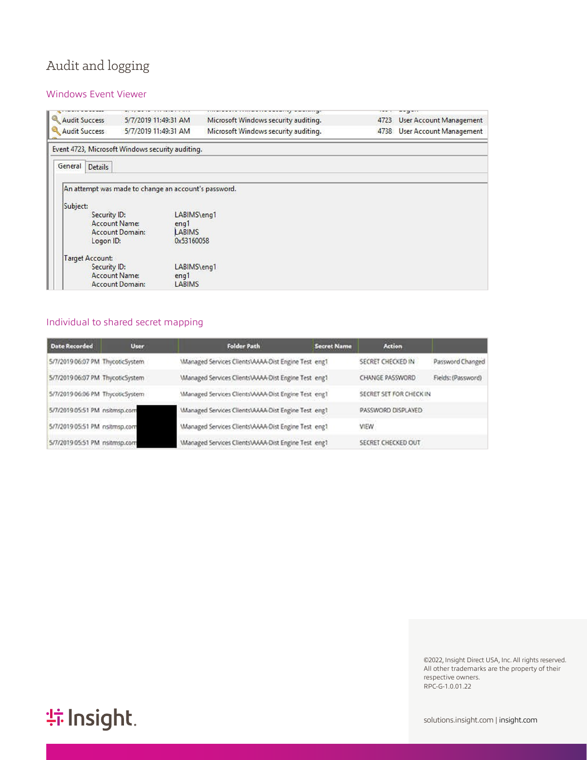# Audit and logging

## Windows Event Viewer

| | | | | |
|---|---|---|---|---|
| Audit Success | 5/7/2019 11:49:31 AM | Microsoft Windows security auditing. | 4723 | User Account Management |
| Audit Success | 5/7/2019 11:49:31 AM | Microsoft Windows security auditing. | 4738 | User Account Management |

Event 4723, Microsoft Windows security auditing.

General | Details

An attempt was made to change an account's password.

Subject:
- Security ID: LABIMS\eng1
- Account Name: eng1
- Account Domain: LABIMS
- Logon ID: 0x53160058

Target Account:
- Security ID: LABIMS\eng1
- Account Name: eng1
- Account Domain: LABIMS

## Individual to shared secret mapping

| Date Recorded | User | Folder Path | Secret Name | Action | |
|---|---|---|---|---|---|
| 5/7/2019 06:07 PM | ThycoticSystem | \Managed Services Clients\AAAA-Dist Engine Test | eng1 | SECRET CHECKED IN | Password Changed |
| 5/7/2019 06:07 PM | ThycoticSystem | \Managed Services Clients\AAAA-Dist Engine Test | eng1 | CHANGE PASSWORD | Fields: (Password) |
| 5/7/2019 06:06 PM | ThycoticSystem | \Managed Services Clients\AAAA-Dist Engine Test | eng1 | SECRET SET FOR CHECK IN | |
| 5/7/2019 05:51 PM | nsitmsp.com | \Managed Services Clients\AAAA-Dist Engine Test | eng1 | PASSWORD DISPLAYED | |
| 5/7/2019 05:51 PM | nsitmsp.com | \Managed Services Clients\AAAA-Dist Engine Test | eng1 | VIEW | |
| 5/7/2019 05:51 PM | nsitmsp.com | \Managed Services Clients\AAAA-Dist Engine Test | eng1 | SECRET CHECKED OUT | |

©2022, Insight Direct USA, Inc. All rights reserved. All other trademarks are the property of their respective owners.
RPC-G-1.0.01.22

Insight.

solutions.insight.com | insight.com